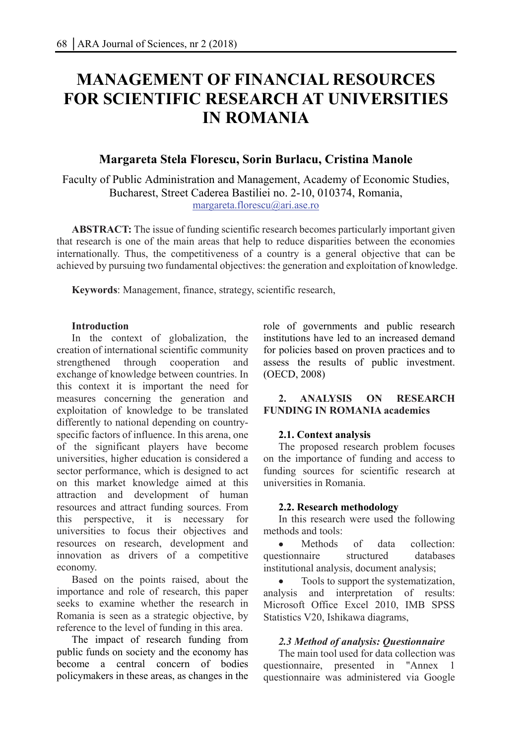# MANAGEMENT OF FINANCIAL RESOURCES FOR SCIENTIFIC RESEARCH AT UNIVERSITIES IN ROMANIA

**Margareta Stela Florescu, Sorin Burlacu, Cristina Manole**

Faculty of Public Administration and Management, Academy of Economic Studies, Bucharest, Street Caderea Bastiliei no. 2-10, 010374, Romania,
margareta.florescu@ari.ase.ro

**ABSTRACT:** The issue of funding scientific research becomes particularly important given that research is one of the main areas that help to reduce disparities between the economies internationally. Thus, the competitiveness of a country is a general objective that can be achieved by pursuing two fundamental objectives: the generation and exploitation of knowledge.

**Keywords**: Management, finance, strategy, scientific research,

**Introduction**

In the context of globalization, the creation of international scientific community strengthened through cooperation and exchange of knowledge between countries. In this context it is important the need for measures concerning the generation and exploitation of knowledge to be translated differently to national depending on country-specific factors of influence. In this arena, one of the significant players have become universities, higher education is considered a sector performance, which is designed to act on this market knowledge aimed at this attraction and development of human resources and attract funding sources. From this perspective, it is necessary for universities to focus their objectives and resources on research, development and innovation as drivers of a competitive economy.

Based on the points raised, about the importance and role of research, this paper seeks to examine whether the research in Romania is seen as a strategic objective, by reference to the level of funding in this area.

The impact of research funding from public funds on society and the economy has become a central concern of bodies policymakers in these areas, as changes in the role of governments and public research institutions have led to an increased demand for policies based on proven practices and to assess the results of public investment. (OECD, 2008)

**2. ANALYSIS ON RESEARCH FUNDING IN ROMANIA academics**

**2.1. Context analysis**

The proposed research problem focuses on the importance of funding and access to funding sources for scientific research at universities in Romania.

**2.2. Research methodology**

In this research were used the following methods and tools:

- Methods of data collection: questionnaire structured databases institutional analysis, document analysis;
- Tools to support the systematization, analysis and interpretation of results: Microsoft Office Excel 2010, IMB SPSS Statistics V20, Ishikawa diagrams,

***2.3 Method of analysis: Questionnaire***

The main tool used for data collection was questionnaire, presented in "Annex 1 questionnaire was administered via Google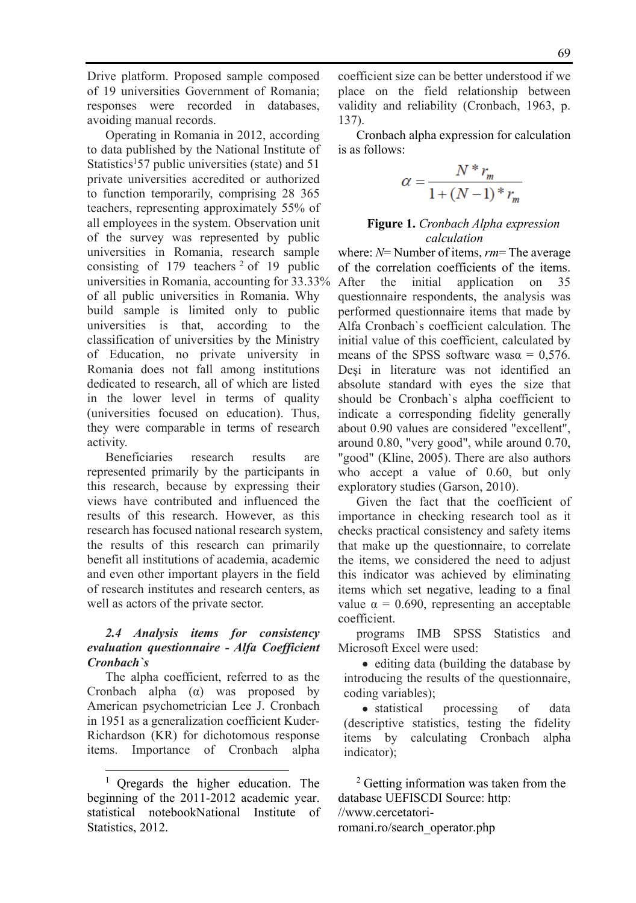Drive platform. Proposed sample composed of 19 universities Government of Romania; responses were recorded in databases, avoiding manual records.

Operating in Romania in 2012, according to data published by the National Institute of Statistics[1]57 public universities (state) and 51 private universities accredited or authorized to function temporarily, comprising 28 365 teachers, representing approximately 55% of all employees in the system. Observation unit of the survey was represented by public universities in Romania, research sample consisting of 179 teachers [2] of 19 public universities in Romania, accounting for 33.33% of all public universities in Romania. Why build sample is limited only to public universities is that, according to the classification of universities by the Ministry of Education, no private university in Romania does not fall among institutions dedicated to research, all of which are listed in the lower level in terms of quality (universities focused on education). Thus, they were comparable in terms of research activity.

Beneficiaries research results are represented primarily by the participants in this research, because by expressing their views have contributed and influenced the results of this research. However, as this research has focused national research system, the results of this research can primarily benefit all institutions of academia, academic and even other important players in the field of research institutes and research centers, as well as actors of the private sector.

### *2.4 Analysis items for consistency evaluation questionnaire - Alfa Coefficient Cronbach`s*

The alpha coefficient, referred to as the Cronbach alpha (α) was proposed by American psychometrician Lee J. Cronbach in 1951 as a generalization coefficient Kuder-Richardson (KR) for dichotomous response items. Importance of Cronbach alpha coefficient size can be better understood if we place on the field relationship between validity and reliability (Cronbach, 1963, p. 137).

Cronbach alpha expression for calculation is as follows:

$$\alpha = \frac{N * r_m}{1 + (N - 1) * r_m}$$

**Figure 1.** *Cronbach Alpha expression calculation*

where: $N$= Number of items, $rm$= The average of the correlation coefficients of the items. After the initial application on 35 questionnaire respondents, the analysis was performed questionnaire items that made by Alfa Cronbach`s coefficient calculation. The initial value of this coefficient, calculated by means of the SPSS software wasα = 0,576. Deşi in literature was not identified an absolute standard with eyes the size that should be Cronbach`s alpha coefficient to indicate a corresponding fidelity generally about 0.90 values are considered "excellent", around 0.80, "very good", while around 0.70, "good" (Kline, 2005). There are also authors who accept a value of 0.60, but only exploratory studies (Garson, 2010).

Given the fact that the coefficient of importance in checking research tool as it checks practical consistency and safety items that make up the questionnaire, to correlate the items, we considered the need to adjust this indicator was achieved by eliminating items which set negative, leading to a final value α = 0.690, representing an acceptable coefficient.

programs IMB SPSS Statistics and Microsoft Excel were used:

- editing data (building the database by introducing the results of the questionnaire, coding variables);
- statistical processing of data (descriptive statistics, testing the fidelity items by calculating Cronbach alpha indicator);

---

[1] Qregards the higher education. The beginning of the 2011-2012 academic year. statistical notebookNational Institute of Statistics, 2012.

[2] Getting information was taken from the database UEFISCDI Source: http: //www.cercetatori-romani.ro/search_operator.php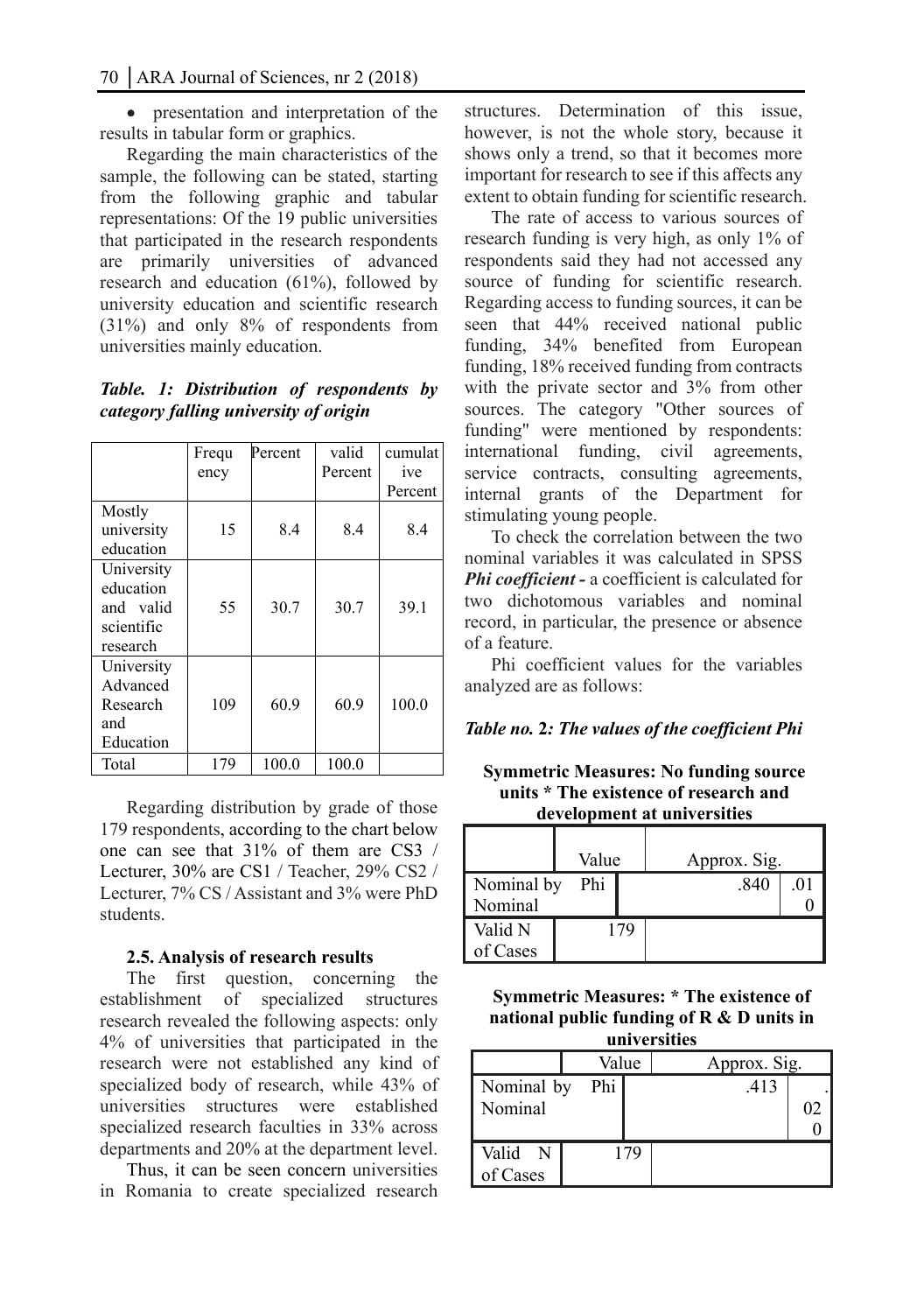- presentation and interpretation of the results in tabular form or graphics.

Regarding the main characteristics of the sample, the following can be stated, starting from the following graphic and tabular representations: Of the 19 public universities that participated in the research respondents are primarily universities of advanced research and education (61%), followed by university education and scientific research (31%) and only 8% of respondents from universities mainly education.

***Table. 1: Distribution of respondents by category falling university of origin***

| | Frequency | Percent | valid Percent | cumulative Percent |
|---|---|---|---|---|
| Mostly university education | 15 | 8.4 | 8.4 | 8.4 |
| University education and valid scientific research | 55 | 30.7 | 30.7 | 39.1 |
| University Advanced Research and Education | 109 | 60.9 | 60.9 | 100.0 |
| Total | 179 | 100.0 | 100.0 | |

Regarding distribution by grade of those 179 respondents, according to the chart below one can see that 31% of them are CS3 / Lecturer, 30% are CS1 / Teacher, 29% CS2 / Lecturer, 7% CS / Assistant and 3% were PhD students.

### 2.5. Analysis of research results

The first question, concerning the establishment of specialized structures research revealed the following aspects: only 4% of universities that participated in the research were not established any kind of specialized body of research, while 43% of universities structures were established specialized research faculties in 33% across departments and 20% at the department level.

Thus, it can be seen concern universities in Romania to create specialized research structures. Determination of this issue, however, is not the whole story, because it shows only a trend, so that it becomes more important for research to see if this affects any extent to obtain funding for scientific research.

The rate of access to various sources of research funding is very high, as only 1% of respondents said they had not accessed any source of funding for scientific research. Regarding access to funding sources, it can be seen that 44% received national public funding, 34% benefited from European funding, 18% received funding from contracts with the private sector and 3% from other sources. The category "Other sources of funding" were mentioned by respondents: international funding, civil agreements, service contracts, consulting agreements, internal grants of the Department for stimulating young people.

To check the correlation between the two nominal variables it was calculated in SPSS ***Phi coefficient -*** a coefficient is calculated for two dichotomous variables and nominal record, in particular, the presence or absence of a feature.

Phi coefficient values for the variables analyzed are as follows:

***Table no. 2: The values of the coefficient Phi***

**Symmetric Measures: No funding source units * The existence of research and development at universities**

| | | Value | Approx. Sig. |
|---|---|---|---|
| Nominal by Nominal | Phi | .840 | .010 |
| Valid N of Cases | | 179 | |

**Symmetric Measures: * The existence of national public funding of R & D units in universities**

| | | Value | Approx. Sig. |
|---|---|---|---|
| Nominal by Nominal | Phi | .413 | .020 |
| Valid N of Cases | | 179 | |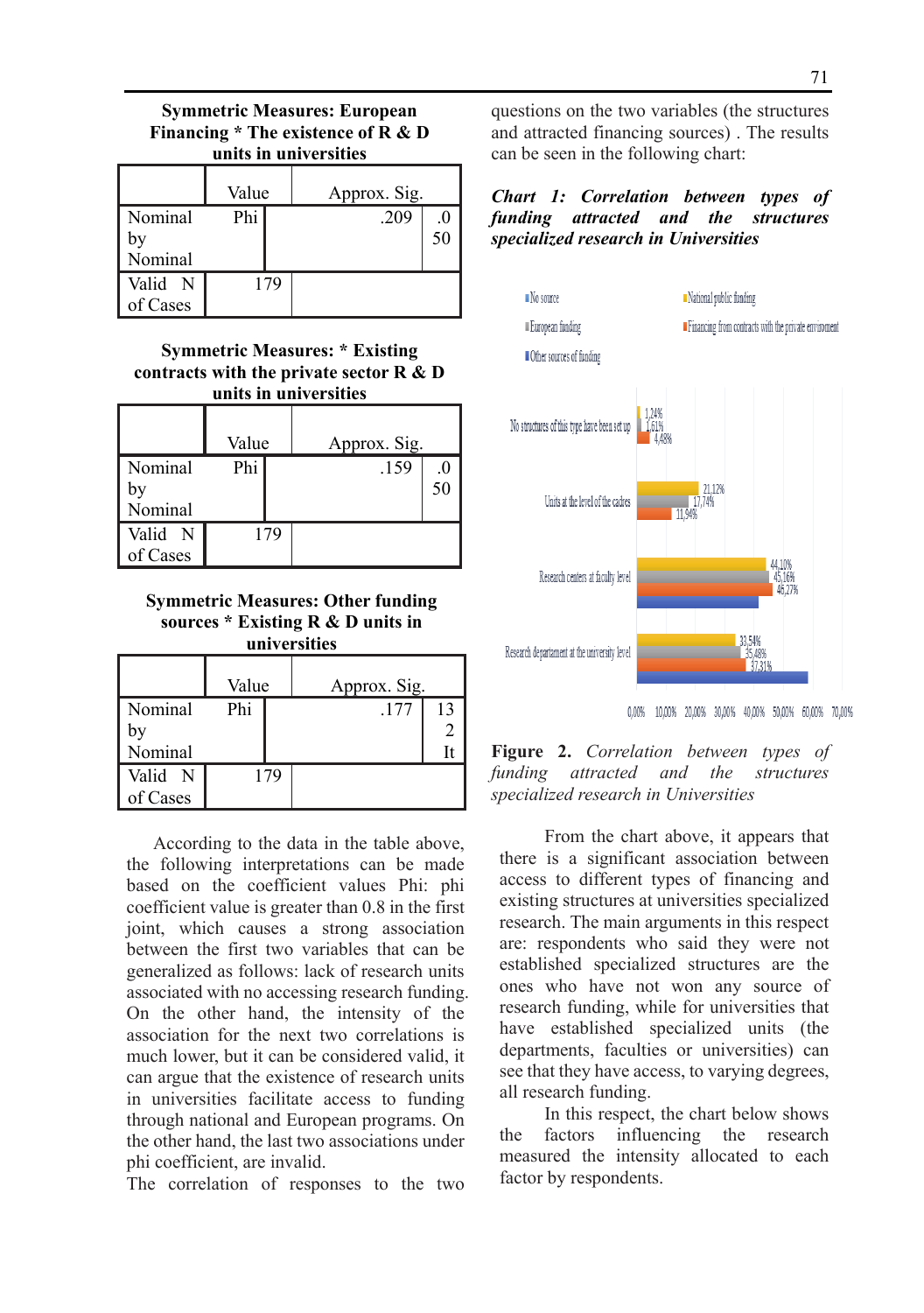**Symmetric Measures: European Financing * The existence of R & D units in universities**

| | | Value | Approx. Sig. |
|---|---|---|---|
| Nominal by Nominal | Phi | .209 | .050 |
| Valid N of Cases | | 179 | |

**Symmetric Measures: * Existing contracts with the private sector R & D units in universities**

| | | Value | Approx. Sig. |
|---|---|---|---|
| Nominal by Nominal | Phi | .159 | .050 |
| Valid N of Cases | | 179 | |

**Symmetric Measures: Other funding sources * Existing R & D units in universities**

| | | Value | Approx. Sig. |
|---|---|---|---|
| Nominal by Nominal | Phi | .177 | 132 It |
| Valid N of Cases | | 179 | |

According to the data in the table above, the following interpretations can be made based on the coefficient values Phi: phi coefficient value is greater than 0.8 in the first joint, which causes a strong association between the first two variables that can be generalized as follows: lack of research units associated with no accessing research funding. On the other hand, the intensity of the association for the next two correlations is much lower, but it can be considered valid, it can argue that the existence of research units in universities facilitate access to funding through national and European programs. On the other hand, the last two associations under phi coefficient, are invalid.

The correlation of responses to the two questions on the two variables (the structures and attracted financing sources) . The results can be seen in the following chart:

***Chart 1: Correlation between types of funding attracted and the structures specialized research in Universities***

| | No source | National public funding | European funding | Financing from contracts with the private environment | Other sources of funding |
|---|---|---|---|---|---|
| No structures of this type have been set up | | 1,24% | 1,61% | 4,48% | |
| Units at the level of the cadres | | 21,12% | 17,74% | 11,94% | |
| Research centers at faculty level | | 44,10% | 45,16% | 46,27% | |
| Research department at the university level | | 33,54% | 35,48% | 37,31% | |

**Figure 2.** *Correlation between types of funding attracted and the structures specialized research in Universities*

From the chart above, it appears that there is a significant association between access to different types of financing and existing structures at universities specialized research. The main arguments in this respect are: respondents who said they were not established specialized structures are the ones who have not won any source of research funding, while for universities that have established specialized units (the departments, faculties or universities) can see that they have access, to varying degrees, all research funding.

In this respect, the chart below shows the factors influencing the research measured the intensity allocated to each factor by respondents.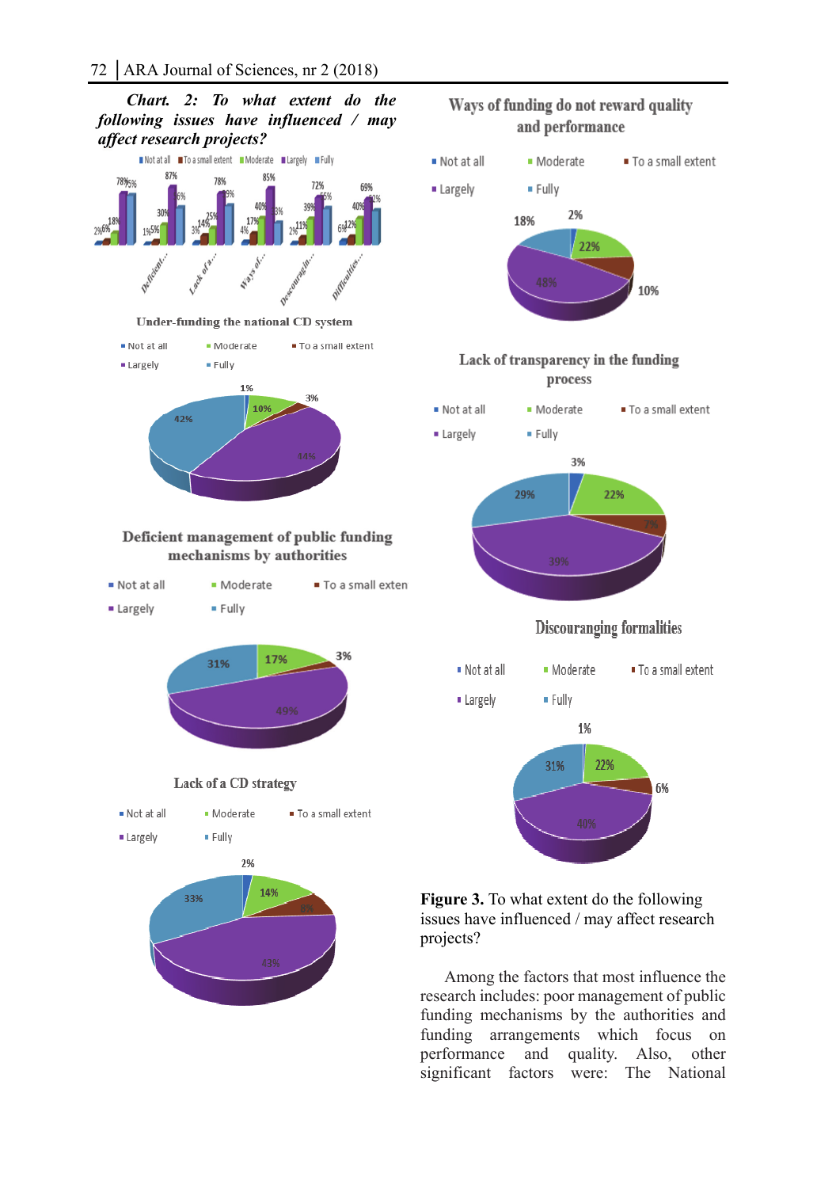*Chart. 2: To what extent do the following issues have influenced / may affect research projects?*

**Under-funding the national CD system**

- Not at all: 1%
- Moderate: 10%
- To a small extent: 3%
- Largely: 44%
- Fully: 42%

**Deficient management of public funding mechanisms by authorities**

- Not at all
- Moderate: 17%
- To a small exten: 3%
- Largely: 49%
- Fully: 31%

**Lack of a CD strategy**

- Not at all: 2%
- Moderate: 14%
- To a small extent: 8%
- Largely: 43%
- Fully: 33%

**Ways of funding do not reward quality and performance**

- Not at all: 2%
- Moderate: 22%
- To a small extent: 10%
- Largely: 48%
- Fully: 18%

**Lack of transparency in the funding process**

- Not at all: 3%
- Moderate: 22%
- To a small extent: 7%
- Largely: 39%
- Fully: 29%

**Discouranging formalities**

- Not at all: 1%
- Moderate: 22%
- To a small extent: 6%
- Largely: 40%
- Fully: 31%

**Figure 3.** To what extent do the following issues have influenced / may affect research projects?

Among the factors that most influence the research includes: poor management of public funding mechanisms by the authorities and funding arrangements which focus on performance and quality. Also, other significant factors were: The National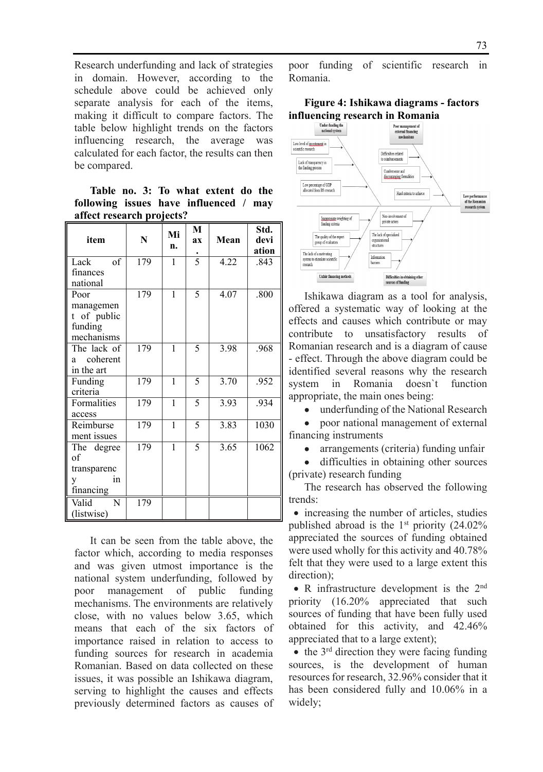Research underfunding and lack of strategies in domain. However, according to the schedule above could be achieved only separate analysis for each of the items, making it difficult to compare factors. The table below highlight trends on the factors influencing research, the average was calculated for each factor, the results can then be compared.

**Table no. 3: To what extent do the following issues have influenced / may affect research projects?**

| item | N | Min. | Max. | Mean | Std. deviation |
|---|---|---|---|---|---|
| Lack of finances national | 179 | 1 | 5 | 4.22 | .843 |
| Poor management of public funding mechanisms | 179 | 1 | 5 | 4.07 | .800 |
| The lack of a coherent in the art | 179 | 1 | 5 | 3.98 | .968 |
| Funding criteria | 179 | 1 | 5 | 3.70 | .952 |
| Formalities access | 179 | 1 | 5 | 3.93 | .934 |
| Reimbursement issues | 179 | 1 | 5 | 3.83 | 1030 |
| The degree of transparency in financing | 179 | 1 | 5 | 3.65 | 1062 |
| Valid N (listwise) | 179 | | | | |

It can be seen from the table above, the factor which, according to media responses and was given utmost importance is the national system underfunding, followed by poor management of public funding mechanisms. The environments are relatively close, with no values below 3.65, which means that each of the six factors of importance raised in relation to access to funding sources for research in academia Romanian. Based on data collected on these issues, it was possible an Ishikawa diagram, serving to highlight the causes and effects previously determined factors as causes of poor funding of scientific research in Romania.

**Figure 4: Ishikawa diagrams - factors influencing research in Romania**

Ishikawa diagram as a tool for analysis, offered a systematic way of looking at the effects and causes which contribute or may contribute to unsatisfactory results of Romanian research and is a diagram of cause - effect. Through the above diagram could be identified several reasons why the research system in Romania doesn`t function appropriate, the main ones being:

- underfunding of the National Research
- poor national management of external financing instruments
- arrangements (criteria) funding unfair
- difficulties in obtaining other sources (private) research funding

The research has observed the following trends:

- increasing the number of articles, studies published abroad is the 1st priority (24.02% appreciated the sources of funding obtained were used wholly for this activity and 40.78% felt that they were used to a large extent this direction);
- R infrastructure development is the 2nd priority (16.20% appreciated that such sources of funding that have been fully used obtained for this activity, and 42.46% appreciated that to a large extent);
- the 3rd direction they were facing funding sources, is the development of human resources for research, 32.96% consider that it has been considered fully and 10.06% in a widely;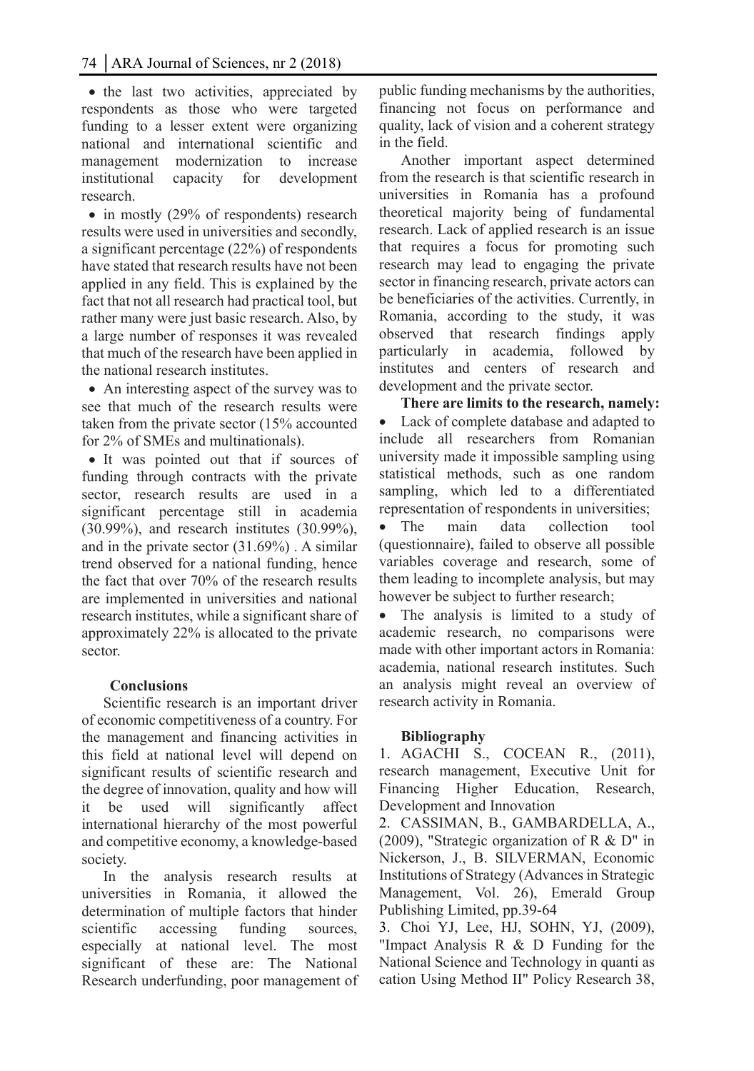- the last two activities, appreciated by respondents as those who were targeted funding to a lesser extent were organizing national and international scientific and management modernization to increase institutional capacity for development research.
- in mostly (29% of respondents) research results were used in universities and secondly, a significant percentage (22%) of respondents have stated that research results have not been applied in any field. This is explained by the fact that not all research had practical tool, but rather many were just basic research. Also, by a large number of responses it was revealed that much of the research have been applied in the national research institutes.
- An interesting aspect of the survey was to see that much of the research results were taken from the private sector (15% accounted for 2% of SMEs and multinationals).
- It was pointed out that if sources of funding through contracts with the private sector, research results are used in a significant percentage still in academia (30.99%), and research institutes (30.99%), and in the private sector (31.69%) . A similar trend observed for a national funding, hence the fact that over 70% of the research results are implemented in universities and national research institutes, while a significant share of approximately 22% is allocated to the private sector.

## Conclusions

Scientific research is an important driver of economic competitiveness of a country. For the management and financing activities in this field at national level will depend on significant results of scientific research and the degree of innovation, quality and how will it be used will significantly affect international hierarchy of the most powerful and competitive economy, a knowledge-based society.

In the analysis research results at universities in Romania, it allowed the determination of multiple factors that hinder scientific accessing funding sources, especially at national level. The most significant of these are: The National Research underfunding, poor management of public funding mechanisms by the authorities, financing not focus on performance and quality, lack of vision and a coherent strategy in the field.

Another important aspect determined from the research is that scientific research in universities in Romania has a profound theoretical majority being of fundamental research. Lack of applied research is an issue that requires a focus for promoting such research may lead to engaging the private sector in financing research, private actors can be beneficiaries of the activities. Currently, in Romania, according to the study, it was observed that research findings apply particularly in academia, followed by institutes and centers of research and development and the private sector.

**There are limits to the research, namely:**

- Lack of complete database and adapted to include all researchers from Romanian university made it impossible sampling using statistical methods, such as one random sampling, which led to a differentiated representation of respondents in universities;
- The main data collection tool (questionnaire), failed to observe all possible variables coverage and research, some of them leading to incomplete analysis, but may however be subject to further research;
- The analysis is limited to a study of academic research, no comparisons were made with other important actors in Romania: academia, national research institutes. Such an analysis might reveal an overview of research activity in Romania.

## Bibliography

1. AGACHI S., COCEAN R., (2011), research management, Executive Unit for Financing Higher Education, Research, Development and Innovation
2. CASSIMAN, B., GAMBARDELLA, A., (2009), "Strategic organization of R & D" in Nickerson, J., B. SILVERMAN, Economic Institutions of Strategy (Advances in Strategic Management, Vol. 26), Emerald Group Publishing Limited, pp.39-64
3. Choi YJ, Lee, HJ, SOHN, YJ, (2009), "Impact Analysis R & D Funding for the National Science and Technology in quanti as cation Using Method II" Policy Research 38,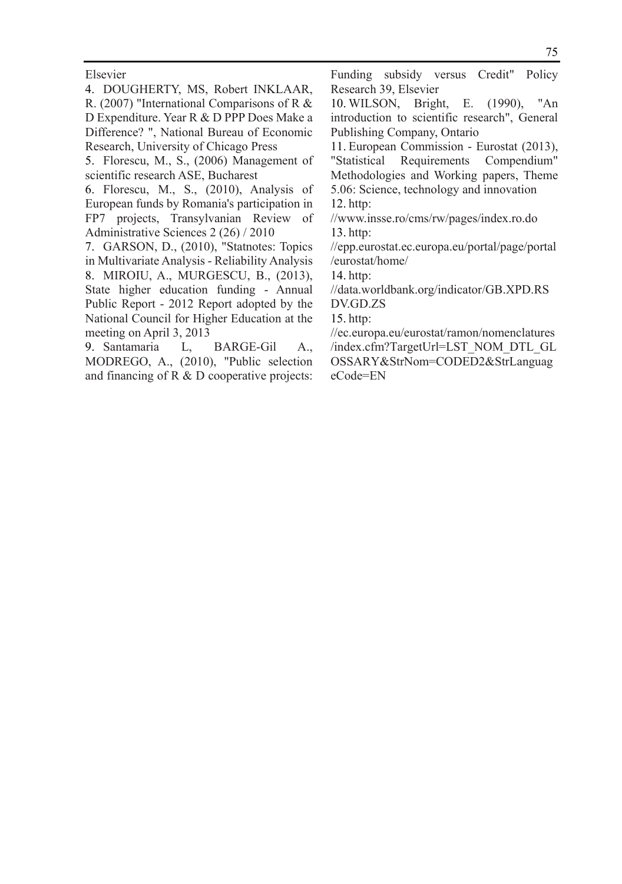Elsevier

4. DOUGHERTY, MS, Robert INKLAAR, R. (2007) "International Comparisons of R & D Expenditure. Year R & D PPP Does Make a Difference? ", National Bureau of Economic Research, University of Chicago Press

5. Florescu, M., S., (2006) Management of scientific research ASE, Bucharest

6. Florescu, M., S., (2010), Analysis of European funds by Romania's participation in FP7 projects, Transylvanian Review of Administrative Sciences 2 (26) / 2010

7. GARSON, D., (2010), "Statnotes: Topics in Multivariate Analysis - Reliability Analysis

8. MIROIU, A., MURGESCU, B., (2013), State higher education funding - Annual Public Report - 2012 Report adopted by the National Council for Higher Education at the meeting on April 3, 2013

9. Santamaria L, BARGE-Gil A., MODREGO, A., (2010), "Public selection and financing of R & D cooperative projects: Funding subsidy versus Credit" Policy Research 39, Elsevier

10. WILSON, Bright, E. (1990), "An introduction to scientific research", General Publishing Company, Ontario

11. European Commission - Eurostat (2013), "Statistical Requirements Compendium" Methodologies and Working papers, Theme 5.06: Science, technology and innovation

12. http://www.insse.ro/cms/rw/pages/index.ro.do

13. http://epp.eurostat.ec.europa.eu/portal/page/portal/eurostat/home/

14. http://data.worldbank.org/indicator/GB.XPD.RSDV.GD.ZS

15. http://ec.europa.eu/eurostat/ramon/nomenclatures/index.cfm?TargetUrl=LST_NOM_DTL_GLOSSARY&StrNom=CODED2&StrLanguageCode=EN